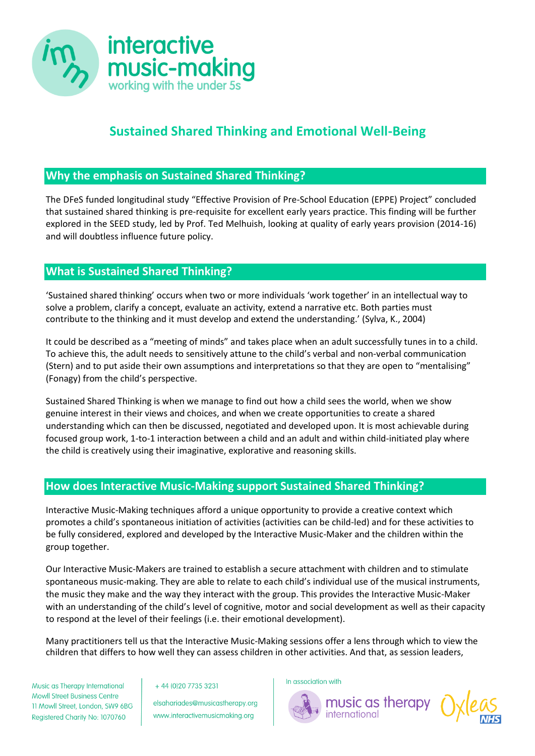interactive music-making
working with the under 5s

# Sustained Shared Thinking and Emotional Well-Being

## Why the emphasis on Sustained Shared Thinking?

The DFeS funded longitudinal study "Effective Provision of Pre-School Education (EPPE) Project" concluded that sustained shared thinking is pre-requisite for excellent early years practice. This finding will be further explored in the SEED study, led by Prof. Ted Melhuish, looking at quality of early years provision (2014-16) and will doubtless influence future policy.

## What is Sustained Shared Thinking?

'Sustained shared thinking' occurs when two or more individuals 'work together' in an intellectual way to solve a problem, clarify a concept, evaluate an activity, extend a narrative etc. Both parties must contribute to the thinking and it must develop and extend the understanding.' (Sylva, K., 2004)

It could be described as a "meeting of minds" and takes place when an adult successfully tunes in to a child. To achieve this, the adult needs to sensitively attune to the child's verbal and non-verbal communication (Stern) and to put aside their own assumptions and interpretations so that they are open to "mentalising" (Fonagy) from the child's perspective.

Sustained Shared Thinking is when we manage to find out how a child sees the world, when we show genuine interest in their views and choices, and when we create opportunities to create a shared understanding which can then be discussed, negotiated and developed upon. It is most achievable during focused group work, 1-to-1 interaction between a child and an adult and within child-initiated play where the child is creatively using their imaginative, explorative and reasoning skills.

## How does Interactive Music-Making support Sustained Shared Thinking?

Interactive Music-Making techniques afford a unique opportunity to provide a creative context which promotes a child's spontaneous initiation of activities (activities can be child-led) and for these activities to be fully considered, explored and developed by the Interactive Music-Maker and the children within the group together.

Our Interactive Music-Makers are trained to establish a secure attachment with children and to stimulate spontaneous music-making. They are able to relate to each child's individual use of the musical instruments, the music they make and the way they interact with the group. This provides the Interactive Music-Maker with an understanding of the child's level of cognitive, motor and social development as well as their capacity to respond at the level of their feelings (i.e. their emotional development).

Many practitioners tell us that the Interactive Music-Making sessions offer a lens through which to view the children that differs to how well they can assess children in other activities. And that, as session leaders,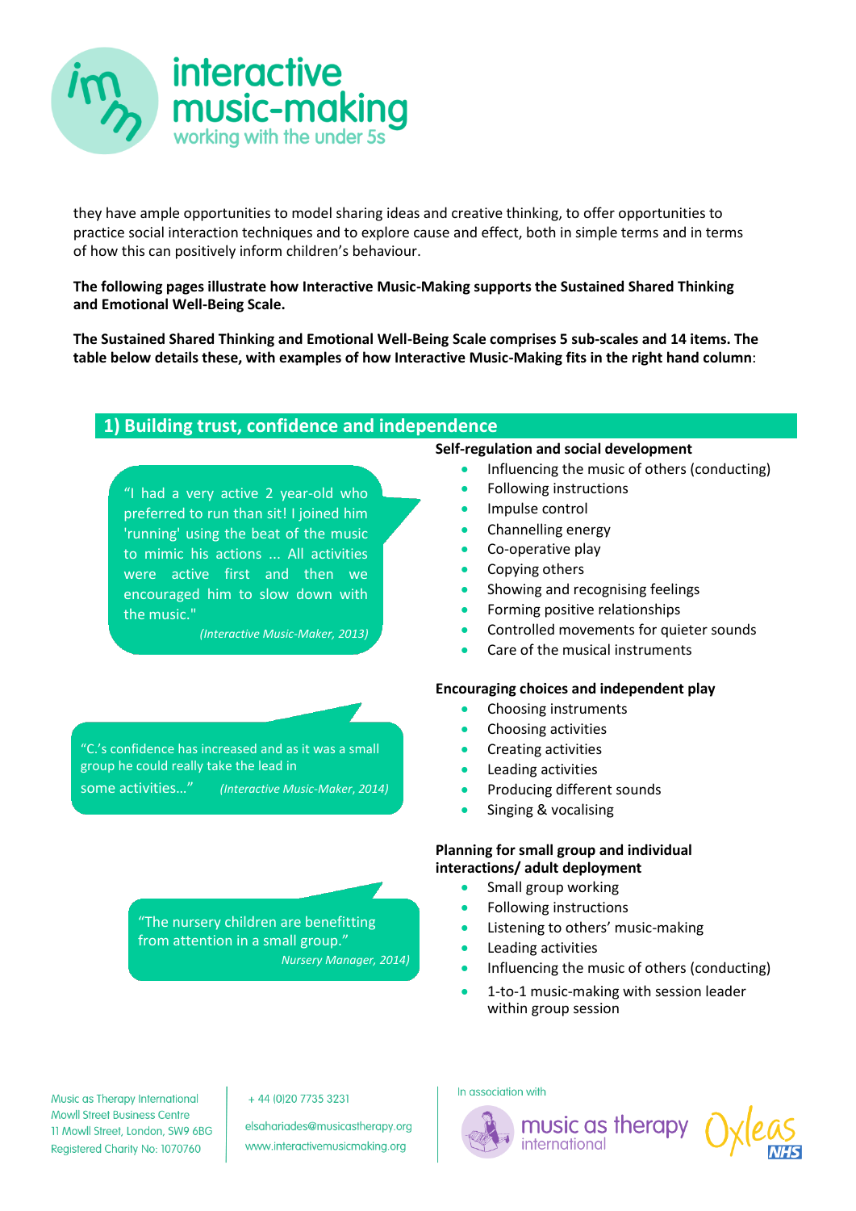they have ample opportunities to model sharing ideas and creative thinking, to offer opportunities to practice social interaction techniques and to explore cause and effect, both in simple terms and in terms of how this can positively inform children's behaviour.

**The following pages illustrate how Interactive Music-Making supports the Sustained Shared Thinking and Emotional Well-Being Scale.**

**The Sustained Shared Thinking and Emotional Well-Being Scale comprises 5 sub-scales and 14 items. The table below details these, with examples of how Interactive Music-Making fits in the right hand column**:

## 1) Building trust, confidence and independence

"I had a very active 2 year-old who preferred to run than sit! I joined him 'running' using the beat of the music to mimic his actions ... All activities were active first and then we encouraged him to slow down with the music."

*(Interactive Music-Maker, 2013)*

**Self-regulation and social development**

- Influencing the music of others (conducting)
- Following instructions
- Impulse control
- Channelling energy
- Co-operative play
- Copying others
- Showing and recognising feelings
- Forming positive relationships
- Controlled movements for quieter sounds
- Care of the musical instruments

"C.'s confidence has increased and as it was a small group he could really take the lead in some activities…" *(Interactive Music-Maker, 2014)*

**Encouraging choices and independent play**

- Choosing instruments
- Choosing activities
- Creating activities
- Leading activities
- Producing different sounds
- Singing & vocalising

"The nursery children are benefitting from attention in a small group."

*Nursery Manager, 2014)*

**Planning for small group and individual interactions/ adult deployment**

- Small group working
- Following instructions
- Listening to others' music-making
- Leading activities
- Influencing the music of others (conducting)
- 1-to-1 music-making with session leader within group session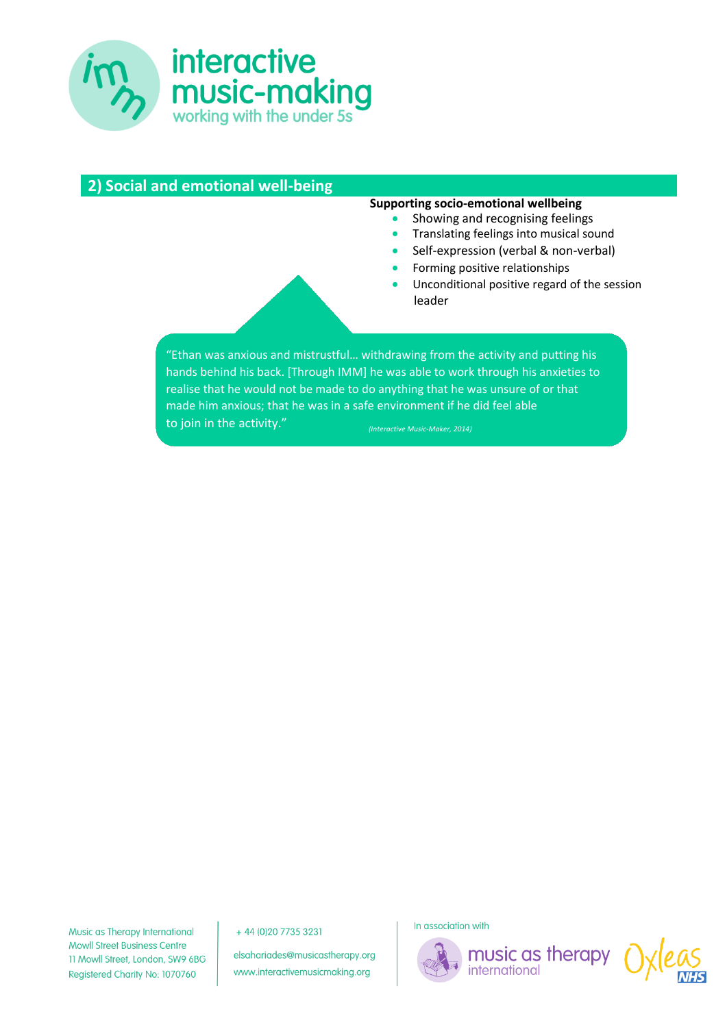## 2) Social and emotional well-being

**Supporting socio-emotional wellbeing**

- Showing and recognising feelings
- Translating feelings into musical sound
- Self-expression (verbal & non-verbal)
- Forming positive relationships
- Unconditional positive regard of the session leader

"Ethan was anxious and mistrustful… withdrawing from the activity and putting his hands behind his back. [Through IMM] he was able to work through his anxieties to realise that he would not be made to do anything that he was unsure of or that made him anxious; that he was in a safe environment if he did feel able to join in the activity."

*(Interactive Music-Maker, 2014)*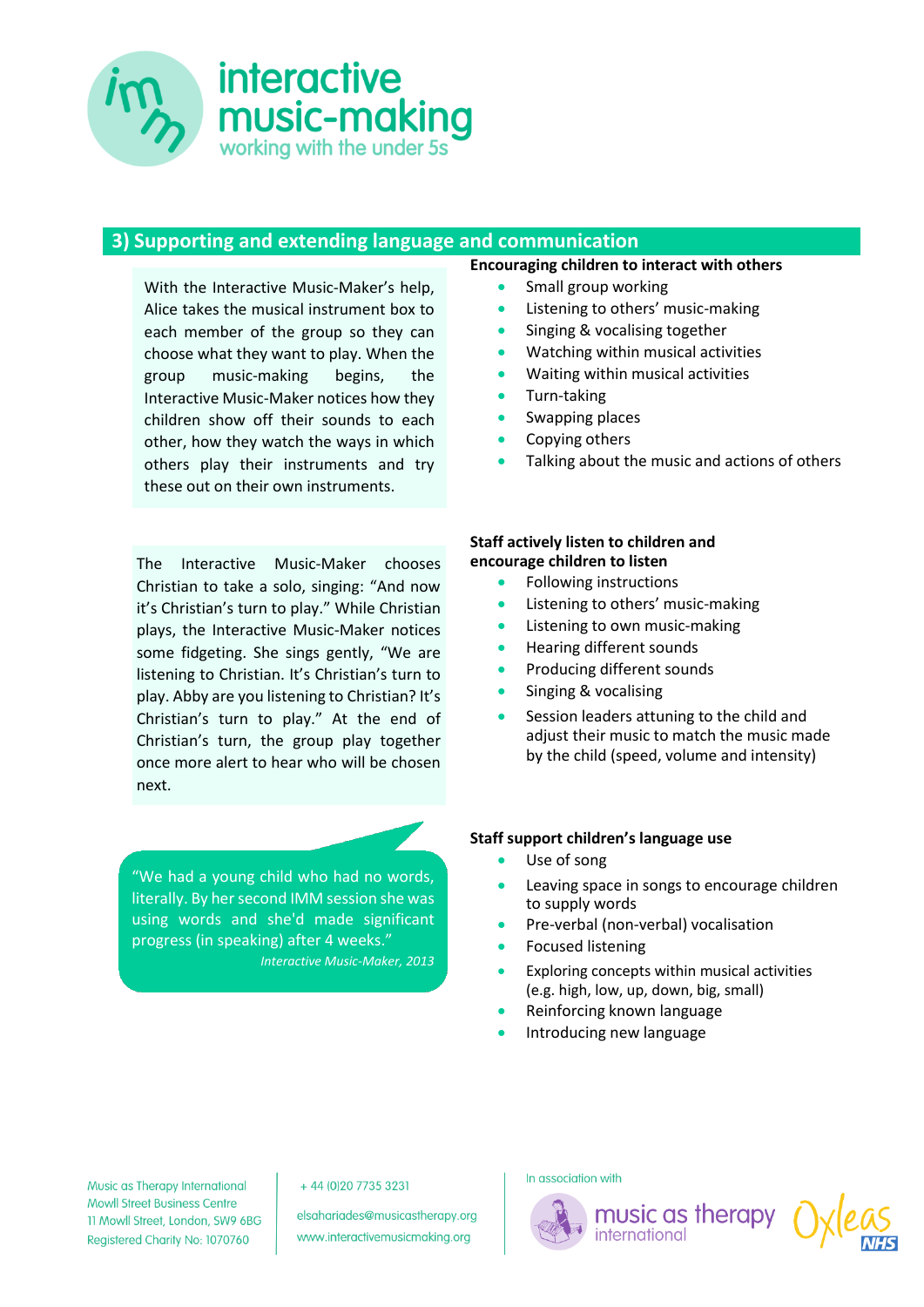## 3) Supporting and extending language and communication

With the Interactive Music-Maker's help, Alice takes the musical instrument box to each member of the group so they can choose what they want to play. When the group music-making begins, the Interactive Music-Maker notices how they children show off their sounds to each other, how they watch the ways in which others play their instruments and try these out on their own instruments.

**Encouraging children to interact with others**

- Small group working
- Listening to others' music-making
- Singing & vocalising together
- Watching within musical activities
- Waiting within musical activities
- Turn-taking
- Swapping places
- Copying others
- Talking about the music and actions of others

The Interactive Music-Maker chooses Christian to take a solo, singing: "And now it's Christian's turn to play." While Christian plays, the Interactive Music-Maker notices some fidgeting. She sings gently, "We are listening to Christian. It's Christian's turn to play. Abby are you listening to Christian? It's Christian's turn to play." At the end of Christian's turn, the group play together once more alert to hear who will be chosen next.

**Staff actively listen to children and encourage children to listen**

- Following instructions
- Listening to others' music-making
- Listening to own music-making
- Hearing different sounds
- Producing different sounds
- Singing & vocalising
- Session leaders attuning to the child and adjust their music to match the music made by the child (speed, volume and intensity)

"We had a young child who had no words, literally. By her second IMM session she was using words and she'd made significant progress (in speaking) after 4 weeks."

*Interactive Music-Maker, 2013*

**Staff support children's language use**

- Use of song
- Leaving space in songs to encourage children to supply words
- Pre-verbal (non-verbal) vocalisation
- Focused listening
- Exploring concepts within musical activities (e.g. high, low, up, down, big, small)
- Reinforcing known language
- Introducing new language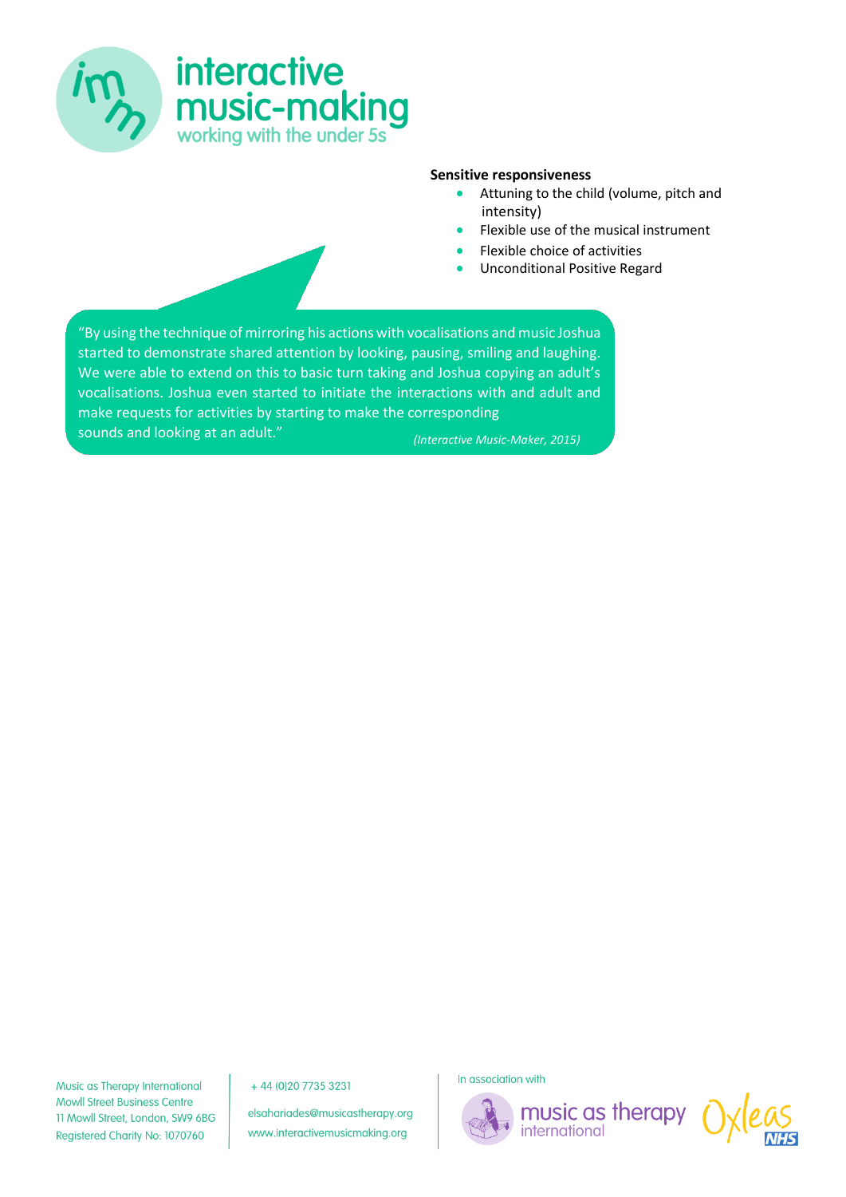**Sensitive responsiveness**

- Attuning to the child (volume, pitch and intensity)
- Flexible use of the musical instrument
- Flexible choice of activities
- Unconditional Positive Regard

"By using the technique of mirroring his actions with vocalisations and music Joshua started to demonstrate shared attention by looking, pausing, smiling and laughing. We were able to extend on this to basic turn taking and Joshua copying an adult's vocalisations. Joshua even started to initiate the interactions with and adult and make requests for activities by starting to make the corresponding sounds and looking at an adult."

*(Interactive Music-Maker, 2015)*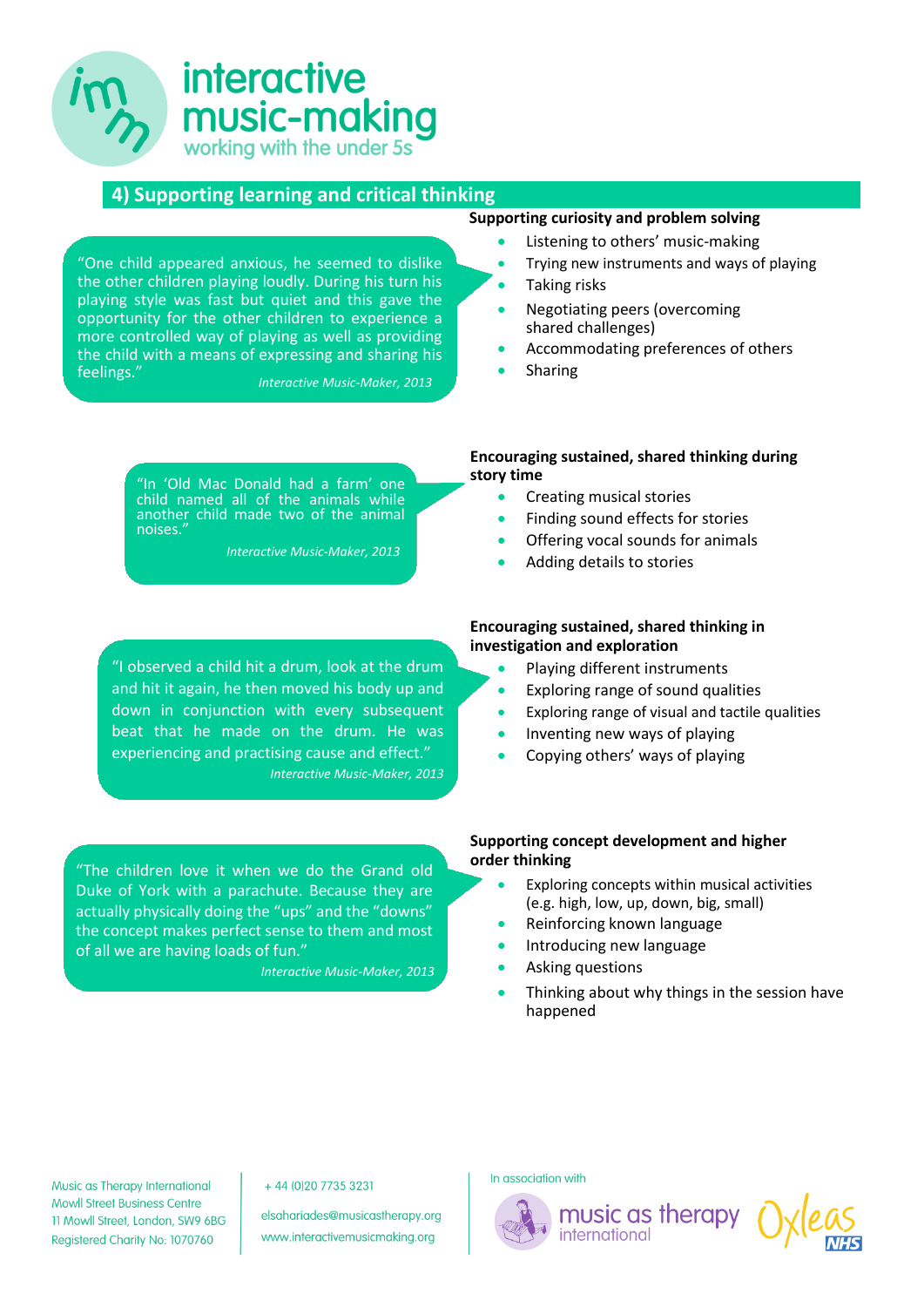interactive music-making
working with the under 5s

## 4) Supporting learning and critical thinking

"One child appeared anxious, he seemed to dislike the other children playing loudly. During his turn his playing style was fast but quiet and this gave the opportunity for the other children to experience a more controlled way of playing as well as providing the child with a means of expressing and sharing his feelings."
*Interactive Music-Maker, 2013*

**Supporting curiosity and problem solving**

- Listening to others' music-making
- Trying new instruments and ways of playing
- Taking risks
- Negotiating peers (overcoming shared challenges)
- Accommodating preferences of others
- Sharing

"In 'Old Mac Donald had a farm' one child named all of the animals while another child made two of the animal noises."
*Interactive Music-Maker, 2013*

**Encouraging sustained, shared thinking during story time**

- Creating musical stories
- Finding sound effects for stories
- Offering vocal sounds for animals
- Adding details to stories

"I observed a child hit a drum, look at the drum and hit it again, he then moved his body up and down in conjunction with every subsequent beat that he made on the drum. He was experiencing and practising cause and effect."
*Interactive Music-Maker, 2013*

**Encouraging sustained, shared thinking in investigation and exploration**

- Playing different instruments
- Exploring range of sound qualities
- Exploring range of visual and tactile qualities
- Inventing new ways of playing
- Copying others' ways of playing

"The children love it when we do the Grand old Duke of York with a parachute. Because they are actually physically doing the "ups" and the "downs" the concept makes perfect sense to them and most of all we are having loads of fun."
*Interactive Music-Maker, 2013*

**Supporting concept development and higher order thinking**

- Exploring concepts within musical activities (e.g. high, low, up, down, big, small)
- Reinforcing known language
- Introducing new language
- Asking questions
- Thinking about why things in the session have happened

Music as Therapy International
Mowll Street Business Centre
11 Mowll Street, London, SW9 6BG
Registered Charity No: 1070760

+ 44 (0)20 7735 3231
elsaharlades@musicastherapy.org
www.interactivemusicmaking.org

In association with
music as therapy international
Oxleas NHS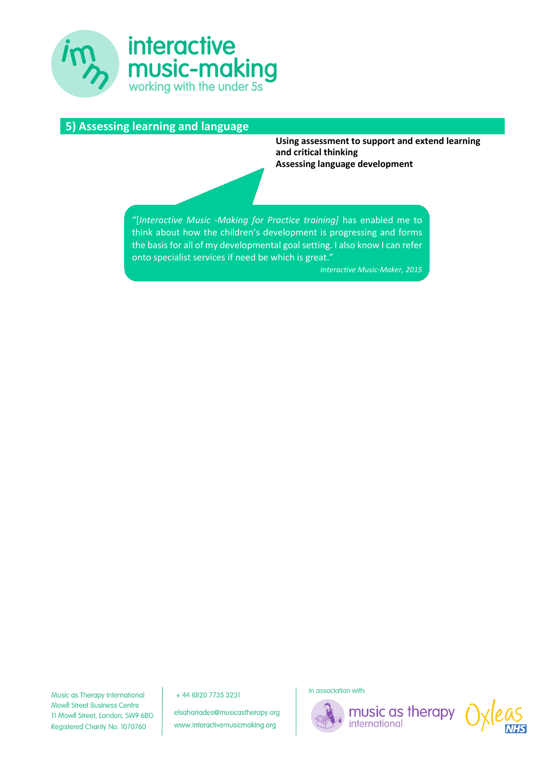## 5) Assessing learning and language

**Using assessment to support and extend learning and critical thinking**
**Assessing language development**

"[*Interactive Music -Making for Practice training]* has enabled me to think about how the children's development is progressing and forms the basis for all of my developmental goal setting. I also know I can refer onto specialist services if need be which is great."

*Interactive Music-Maker, 2015*